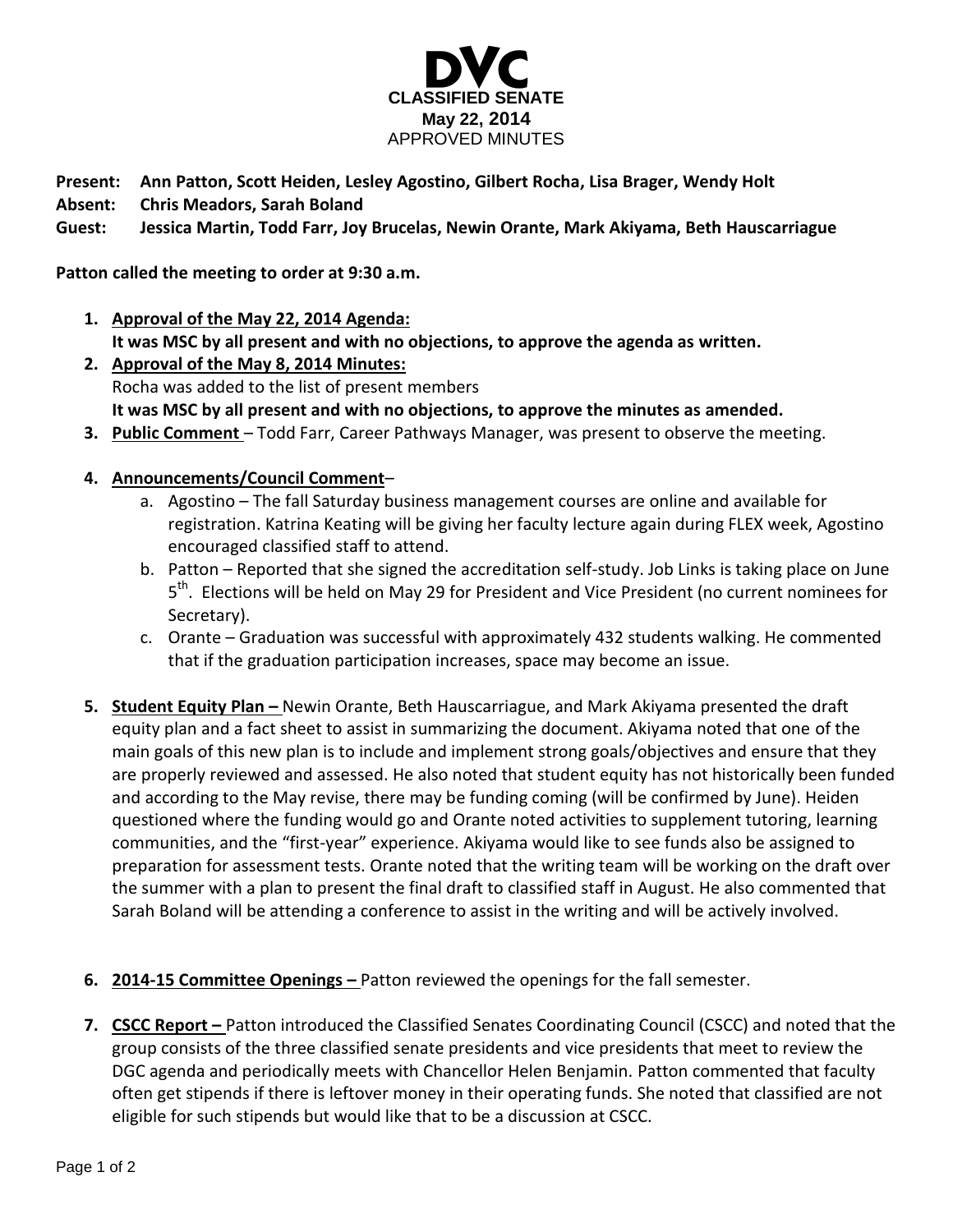# DVC

**CLASSIFIED SENATE**
**May 22, 2014**
APPROVED MINUTES

**Present:** **Ann Patton, Scott Heiden, Lesley Agostino, Gilbert Rocha, Lisa Brager, Wendy Holt**
**Absent:** **Chris Meadors, Sarah Boland**
**Guest:** **Jessica Martin, Todd Farr, Joy Brucelas, Newin Orante, Mark Akiyama, Beth Hauscarriague**

**Patton called the meeting to order at 9:30 a.m.**

1. **Approval of the May 22, 2014 Agenda:**
   **It was MSC by all present and with no objections, to approve the agenda as written.**
2. **Approval of the May 8, 2014 Minutes:**
   Rocha was added to the list of present members
   **It was MSC by all present and with no objections, to approve the minutes as amended.**
3. **Public Comment** – Todd Farr, Career Pathways Manager, was present to observe the meeting.
4. **Announcements/Council Comment**–
   a. Agostino – The fall Saturday business management courses are online and available for registration. Katrina Keating will be giving her faculty lecture again during FLEX week, Agostino encouraged classified staff to attend.
   b. Patton – Reported that she signed the accreditation self-study. Job Links is taking place on June 5th. Elections will be held on May 29 for President and Vice President (no current nominees for Secretary).
   c. Orante – Graduation was successful with approximately 432 students walking. He commented that if the graduation participation increases, space may become an issue.
5. **Student Equity Plan –** Newin Orante, Beth Hauscarriague, and Mark Akiyama presented the draft equity plan and a fact sheet to assist in summarizing the document. Akiyama noted that one of the main goals of this new plan is to include and implement strong goals/objectives and ensure that they are properly reviewed and assessed. He also noted that student equity has not historically been funded and according to the May revise, there may be funding coming (will be confirmed by June). Heiden questioned where the funding would go and Orante noted activities to supplement tutoring, learning communities, and the "first-year" experience. Akiyama would like to see funds also be assigned to preparation for assessment tests. Orante noted that the writing team will be working on the draft over the summer with a plan to present the final draft to classified staff in August. He also commented that Sarah Boland will be attending a conference to assist in the writing and will be actively involved.
6. **2014-15 Committee Openings –** Patton reviewed the openings for the fall semester.
7. **CSCC Report –** Patton introduced the Classified Senates Coordinating Council (CSCC) and noted that the group consists of the three classified senate presidents and vice presidents that meet to review the DGC agenda and periodically meets with Chancellor Helen Benjamin. Patton commented that faculty often get stipends if there is leftover money in their operating funds. She noted that classified are not eligible for such stipends but would like that to be a discussion at CSCC.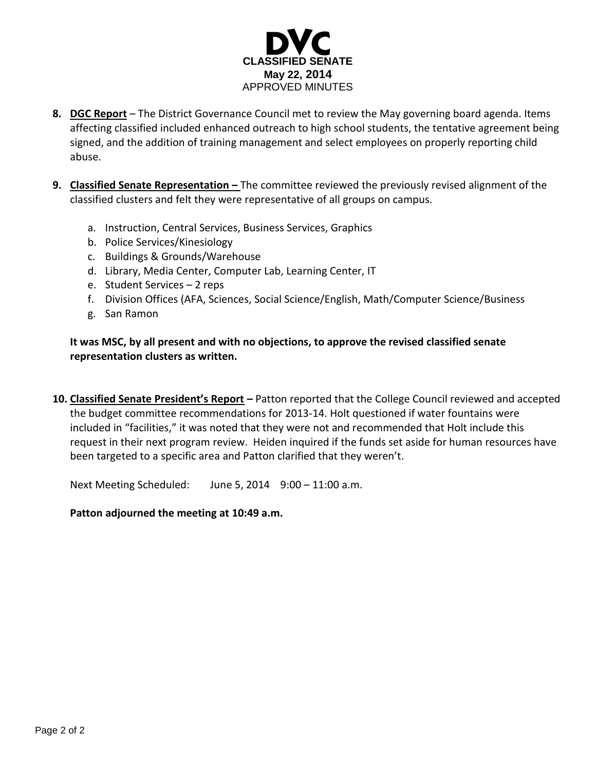**DVC**
**CLASSIFIED SENATE**
**May 22, 2014**
APPROVED MINUTES

8. **DGC Report** – The District Governance Council met to review the May governing board agenda. Items affecting classified included enhanced outreach to high school students, the tentative agreement being signed, and the addition of training management and select employees on properly reporting child abuse.

9. **Classified Senate Representation –** The committee reviewed the previously revised alignment of the classified clusters and felt they were representative of all groups on campus.

   a. Instruction, Central Services, Business Services, Graphics
   b. Police Services/Kinesiology
   c. Buildings & Grounds/Warehouse
   d. Library, Media Center, Computer Lab, Learning Center, IT
   e. Student Services – 2 reps
   f. Division Offices (AFA, Sciences, Social Science/English, Math/Computer Science/Business
   g. San Ramon

   **It was MSC, by all present and with no objections, to approve the revised classified senate representation clusters as written.**

10. **Classified Senate President's Report –** Patton reported that the College Council reviewed and accepted the budget committee recommendations for 2013-14. Holt questioned if water fountains were included in "facilities," it was noted that they were not and recommended that Holt include this request in their next program review. Heiden inquired if the funds set aside for human resources have been targeted to a specific area and Patton clarified that they weren't.

    Next Meeting Scheduled: June 5, 2014 9:00 – 11:00 a.m.

    **Patton adjourned the meeting at 10:49 a.m.**